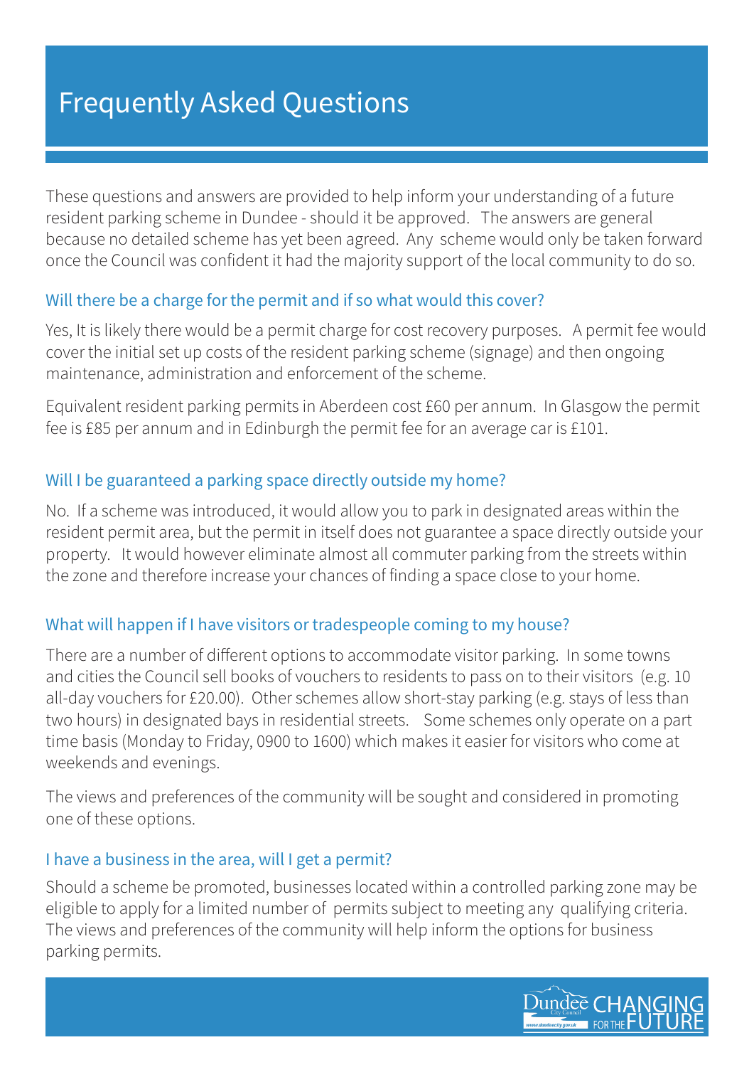# Frequently Asked Questions

These questions and answers are provided to help inform your understanding of a future resident parking scheme in Dundee - should it be approved. The answers are general because no detailed scheme has yet been agreed. Any scheme would only be taken forward once the Council was confident it had the majority support of the local community to do so.

## Will there be a charge for the permit and if so what would this cover?

Yes, It is likely there would be a permit charge for cost recovery purposes. A permit fee would cover the initial set up costs of the resident parking scheme (signage) and then ongoing maintenance, administration and enforcement of the scheme.

Equivalent resident parking permits in Aberdeen cost £60 per annum. In Glasgow the permit fee is £85 per annum and in Edinburgh the permit fee for an average car is £101.

## Will I be guaranteed a parking space directly outside my home?

No. If a scheme was introduced, it would allow you to park in designated areas within the resident permit area, but the permit in itself does not guarantee a space directly outside your property. It would however eliminate almost all commuter parking from the streets within the zone and therefore increase your chances of finding a space close to your home.

## What will happen if I have visitors or tradespeople coming to my house?

There are a number of different options to accommodate visitor parking. In some towns and cities the Council sell books of vouchers to residents to pass on to their visitors (e.g. 10 all-day vouchers for £20.00). Other schemes allow short-stay parking (e.g. stays of less than two hours) in designated bays in residential streets. Some schemes only operate on a part time basis (Monday to Friday, 0900 to 1600) which makes it easier for visitors who come at weekends and evenings.

The views and preferences of the community will be sought and considered in promoting one of these options.

## I have a business in the area, will I get a permit?

Should a scheme be promoted, businesses located within a controlled parking zone may be eligible to apply for a limited number of permits subject to meeting any qualifying criteria. The views and preferences of the community will help inform the options for business parking permits.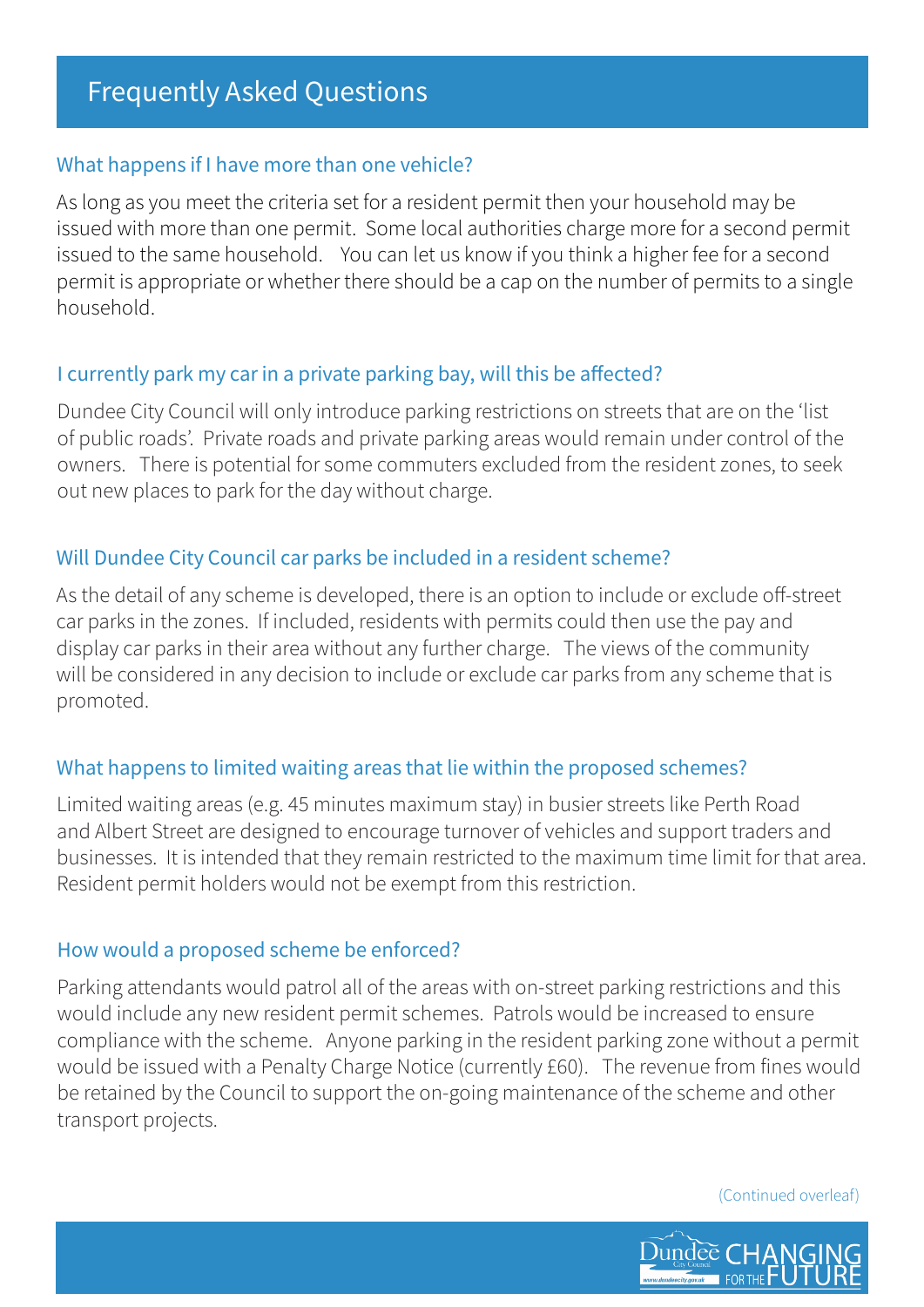# Frequently Asked Questions

### What happens if I have more than one vehicle?

As long as you meet the criteria set for a resident permit then your household may be issued with more than one permit. Some local authorities charge more for a second permit issued to the same household. You can let us know if you think a higher fee for a second permit is appropriate or whether there should be a cap on the number of permits to a single household.

### I currently park my car in a private parking bay, will this be affected?

Dundee City Council will only introduce parking restrictions on streets that are on the 'list of public roads'. Private roads and private parking areas would remain under control of the owners. There is potential for some commuters excluded from the resident zones, to seek out new places to park for the day without charge.

### Will Dundee City Council car parks be included in a resident scheme?

As the detail of any scheme is developed, there is an option to include or exclude off-street car parks in the zones. If included, residents with permits could then use the pay and display car parks in their area without any further charge. The views of the community will be considered in any decision to include or exclude car parks from any scheme that is promoted.

### What happens to limited waiting areas that lie within the proposed schemes?

Limited waiting areas (e.g. 45 minutes maximum stay) in busier streets like Perth Road and Albert Street are designed to encourage turnover of vehicles and support traders and businesses. It is intended that they remain restricted to the maximum time limit for that area. Resident permit holders would not be exempt from this restriction.

### How would a proposed scheme be enforced?

Parking attendants would patrol all of the areas with on-street parking restrictions and this would include any new resident permit schemes. Patrols would be increased to ensure compliance with the scheme. Anyone parking in the resident parking zone without a permit would be issued with a Penalty Charge Notice (currently £60). The revenue from fines would be retained by the Council to support the on-going maintenance of the scheme and other transport projects.

(Continued overleaf)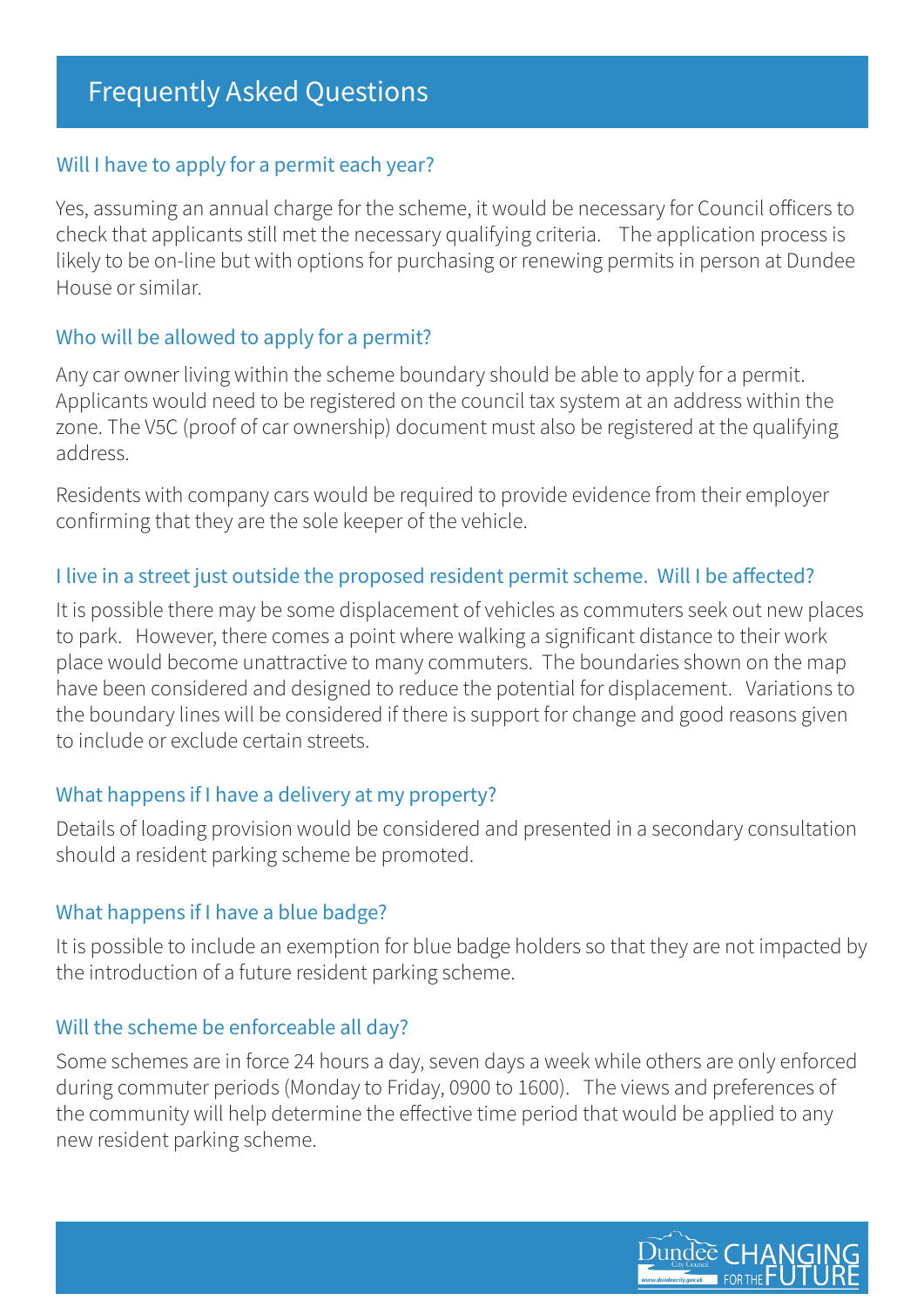# Frequently Asked Questions

## Will I have to apply for a permit each year?

Yes, assuming an annual charge for the scheme, it would be necessary for Council officers to check that applicants still met the necessary qualifying criteria. The application process is likely to be on-line but with options for purchasing or renewing permits in person at Dundee House or similar.

## Who will be allowed to apply for a permit?

Any car owner living within the scheme boundary should be able to apply for a permit. Applicants would need to be registered on the council tax system at an address within the zone. The V5C (proof of car ownership) document must also be registered at the qualifying address.

Residents with company cars would be required to provide evidence from their employer confirming that they are the sole keeper of the vehicle.

## I live in a street just outside the proposed resident permit scheme. Will I be affected?

It is possible there may be some displacement of vehicles as commuters seek out new places to park. However, there comes a point where walking a significant distance to their work place would become unattractive to many commuters. The boundaries shown on the map have been considered and designed to reduce the potential for displacement. Variations to the boundary lines will be considered if there is support for change and good reasons given to include or exclude certain streets.

## What happens if I have a delivery at my property?

Details of loading provision would be considered and presented in a secondary consultation should a resident parking scheme be promoted.

## What happens if I have a blue badge?

It is possible to include an exemption for blue badge holders so that they are not impacted by the introduction of a future resident parking scheme.

## Will the scheme be enforceable all day?

Some schemes are in force 24 hours a day, seven days a week while others are only enforced during commuter periods (Monday to Friday, 0900 to 1600). The views and preferences of the community will help determine the effective time period that would be applied to any new resident parking scheme.